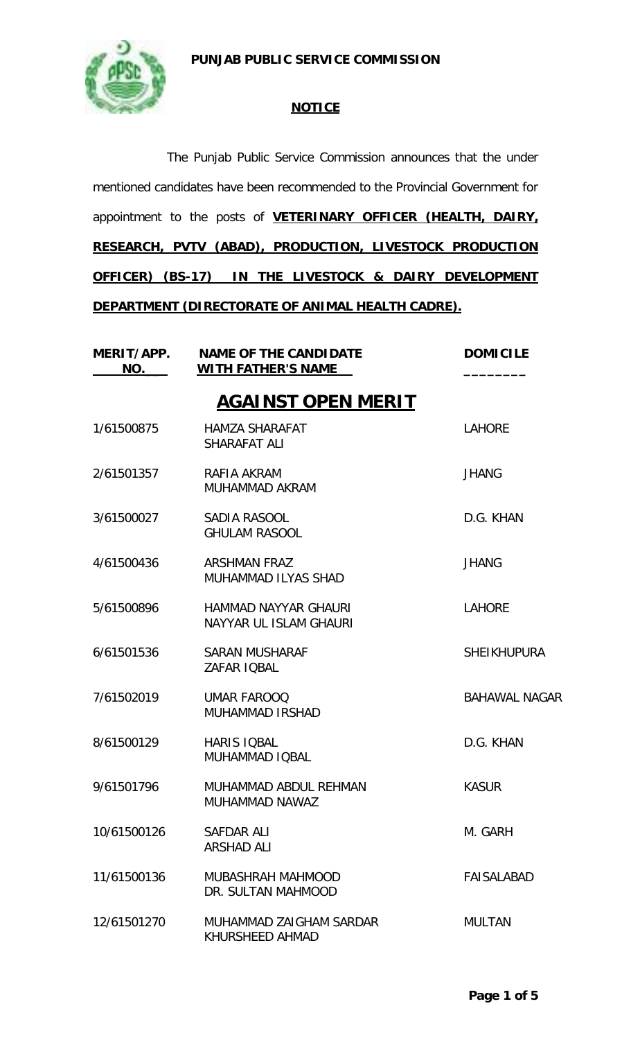**PUNJAB PUBLIC SERVICE COMMISSION**

**NOTICE**

The Punjab Public Service Commission announces that the under mentioned candidates have been recommended to the Provincial Government for appointment to the posts of **VETERINARY OFFICER (HEALTH, DAIRY, RESEARCH, PVTV (ABAD), PRODUCTION, LIVESTOCK PRODUCTION OFFICER) (BS-17) IN THE LIVESTOCK & DAIRY DEVELOPMENT DEPARTMENT (DIRECTORATE OF ANIMAL HEALTH CADRE).**

## AGAINST OPEN MERIT

| MERIT/APP. NO. | NAME OF THE CANDIDATE WITH FATHER'S NAME | DOMICILE |
|---|---|---|
| 1/61500875 | HAMZA SHARAFAT<br>SHARAFAT ALI | LAHORE |
| 2/61501357 | RAFIA AKRAM<br>MUHAMMAD AKRAM | JHANG |
| 3/61500027 | SADIA RASOOL<br>GHULAM RASOOL | D.G. KHAN |
| 4/61500436 | ARSHMAN FRAZ<br>MUHAMMAD ILYAS SHAD | JHANG |
| 5/61500896 | HAMMAD NAYYAR GHAURI<br>NAYYAR UL ISLAM GHAURI | LAHORE |
| 6/61501536 | SARAN MUSHARAF<br>ZAFAR IQBAL | SHEIKHUPURA |
| 7/61502019 | UMAR FAROOQ<br>MUHAMMAD IRSHAD | BAHAWAL NAGAR |
| 8/61500129 | HARIS IQBAL<br>MUHAMMAD IQBAL | D.G. KHAN |
| 9/61501796 | MUHAMMAD ABDUL REHMAN<br>MUHAMMAD NAWAZ | KASUR |
| 10/61500126 | SAFDAR ALI<br>ARSHAD ALI | M. GARH |
| 11/61500136 | MUBASHRAH MAHMOOD<br>DR. SULTAN MAHMOOD | FAISALABAD |
| 12/61501270 | MUHAMMAD ZAIGHAM SARDAR<br>KHURSHEED AHMAD | MULTAN |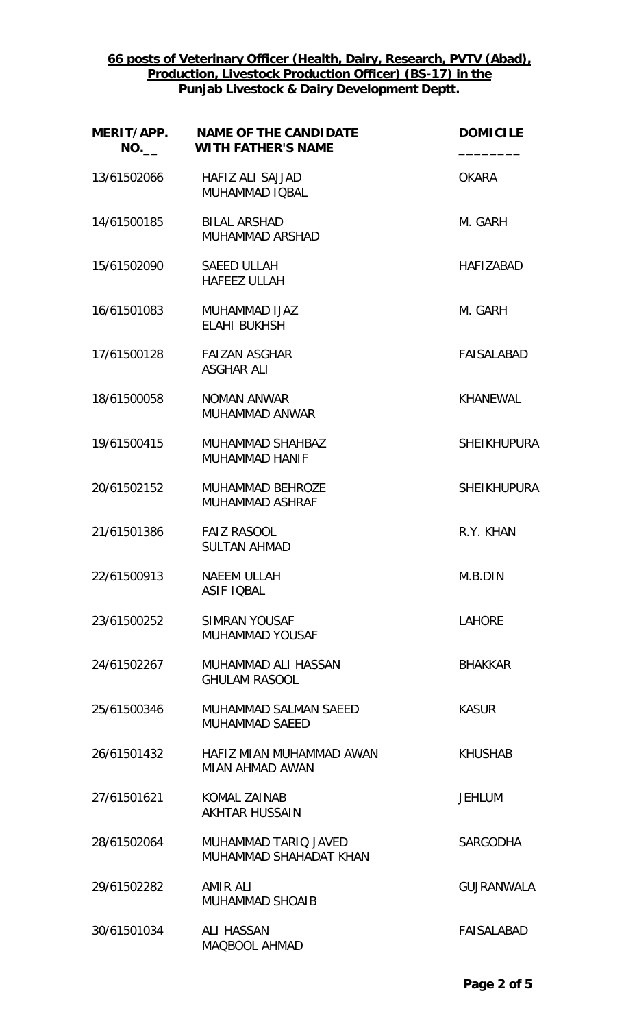**66 posts of Veterinary Officer (Health, Dairy, Research, PVTV (Abad), Production, Livestock Production Officer) (BS-17) in the Punjab Livestock & Dairy Development Deptt.**

| MERIT/APP. NO. | NAME OF THE CANDIDATE WITH FATHER'S NAME | DOMICILE |
|---|---|---|
| 13/61502066 | HAFIZ ALI SAJJAD<br>MUHAMMAD IQBAL | OKARA |
| 14/61500185 | BILAL ARSHAD<br>MUHAMMAD ARSHAD | M. GARH |
| 15/61502090 | SAEED ULLAH<br>HAFEEZ ULLAH | HAFIZABAD |
| 16/61501083 | MUHAMMAD IJAZ<br>ELAHI BUKHSH | M. GARH |
| 17/61500128 | FAIZAN ASGHAR<br>ASGHAR ALI | FAISALABAD |
| 18/61500058 | NOMAN ANWAR<br>MUHAMMAD ANWAR | KHANEWAL |
| 19/61500415 | MUHAMMAD SHAHBAZ<br>MUHAMMAD HANIF | SHEIKHUPURA |
| 20/61502152 | MUHAMMAD BEHROZE<br>MUHAMMAD ASHRAF | SHEIKHUPURA |
| 21/61501386 | FAIZ RASOOL<br>SULTAN AHMAD | R.Y. KHAN |
| 22/61500913 | NAEEM ULLAH<br>ASIF IQBAL | M.B.DIN |
| 23/61500252 | SIMRAN YOUSAF<br>MUHAMMAD YOUSAF | LAHORE |
| 24/61502267 | MUHAMMAD ALI HASSAN<br>GHULAM RASOOL | BHAKKAR |
| 25/61500346 | MUHAMMAD SALMAN SAEED<br>MUHAMMAD SAEED | KASUR |
| 26/61501432 | HAFIZ MIAN MUHAMMAD AWAN<br>MIAN AHMAD AWAN | KHUSHAB |
| 27/61501621 | KOMAL ZAINAB<br>AKHTAR HUSSAIN | JEHLUM |
| 28/61502064 | MUHAMMAD TARIQ JAVED<br>MUHAMMAD SHAHADAT KHAN | SARGODHA |
| 29/61502282 | AMIR ALI<br>MUHAMMAD SHOAIB | GUJRANWALA |
| 30/61501034 | ALI HASSAN<br>MAQBOOL AHMAD | FAISALABAD |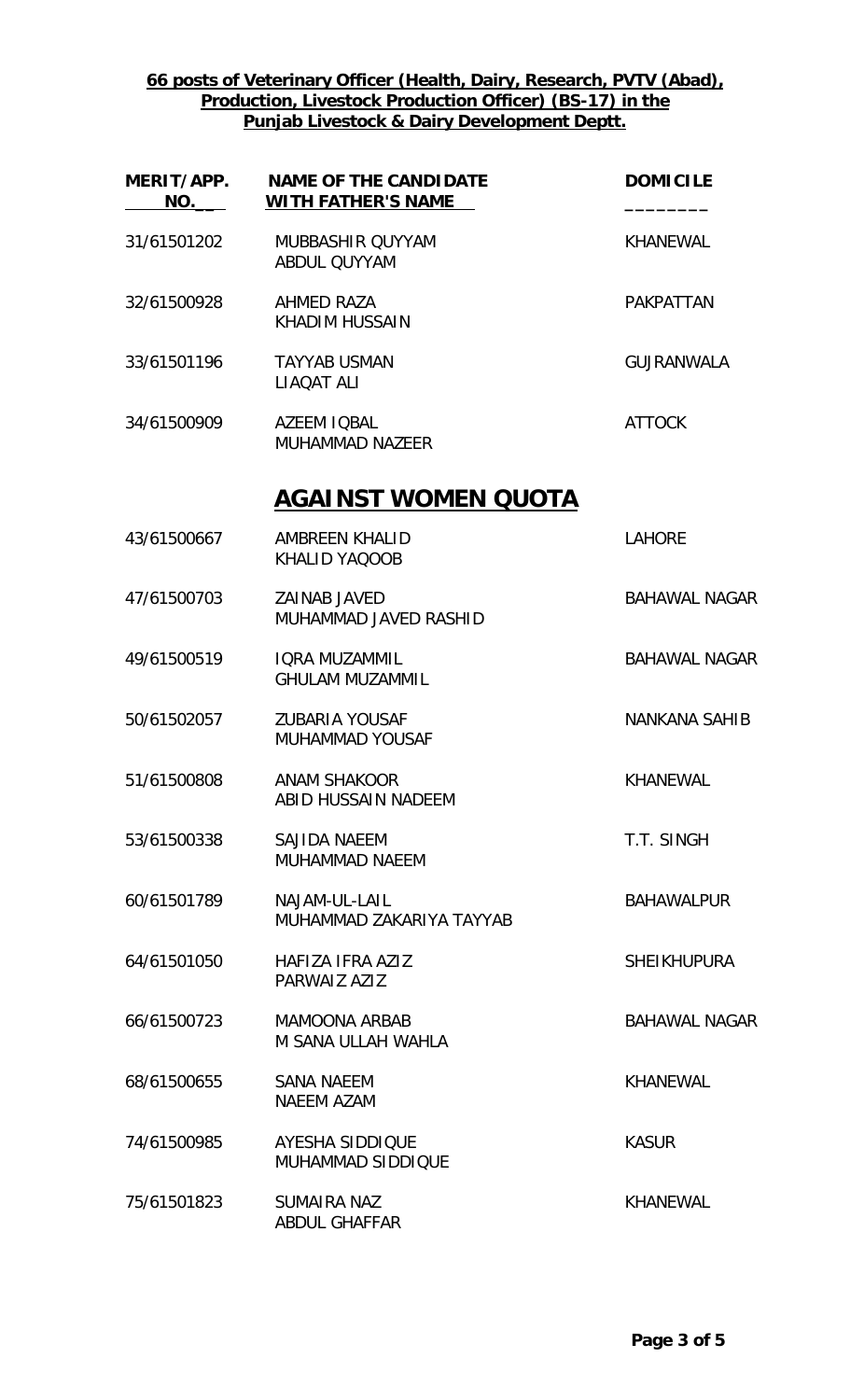**66 posts of Veterinary Officer (Health, Dairy, Research, PVTV (Abad), Production, Livestock Production Officer) (BS-17) in the Punjab Livestock & Dairy Development Deptt.**

| MERIT/APP. NO. | NAME OF THE CANDIDATE WITH FATHER'S NAME | DOMICILE |
|---|---|---|
| 31/61501202 | MUBBASHIR QUYYAM<br>ABDUL QUYYAM | KHANEWAL |
| 32/61500928 | AHMED RAZA<br>KHADIM HUSSAIN | PAKPATTAN |
| 33/61501196 | TAYYAB USMAN<br>LIAQAT ALI | GUJRANWALA |
| 34/61500909 | AZEEM IQBAL<br>MUHAMMAD NAZEER | ATTOCK |

## AGAINST WOMEN QUOTA

| MERIT/APP. NO. | NAME OF THE CANDIDATE WITH FATHER'S NAME | DOMICILE |
|---|---|---|
| 43/61500667 | AMBREEN KHALID<br>KHALID YAQOOB | LAHORE |
| 47/61500703 | ZAINAB JAVED<br>MUHAMMAD JAVED RASHID | BAHAWAL NAGAR |
| 49/61500519 | IQRA MUZAMMIL<br>GHULAM MUZAMMIL | BAHAWAL NAGAR |
| 50/61502057 | ZUBARIA YOUSAF<br>MUHAMMAD YOUSAF | NANKANA SAHIB |
| 51/61500808 | ANAM SHAKOOR<br>ABID HUSSAIN NADEEM | KHANEWAL |
| 53/61500338 | SAJIDA NAEEM<br>MUHAMMAD NAEEM | T.T. SINGH |
| 60/61501789 | NAJAM-UL-LAIL<br>MUHAMMAD ZAKARIYA TAYYAB | BAHAWALPUR |
| 64/61501050 | HAFIZA IFRA AZIZ<br>PARWAIZ AZIZ | SHEIKHUPURA |
| 66/61500723 | MAMOONA ARBAB<br>M SANA ULLAH WAHLA | BAHAWAL NAGAR |
| 68/61500655 | SANA NAEEM<br>NAEEM AZAM | KHANEWAL |
| 74/61500985 | AYESHA SIDDIQUE<br>MUHAMMAD SIDDIQUE | KASUR |
| 75/61501823 | SUMAIRA NAZ<br>ABDUL GHAFFAR | KHANEWAL |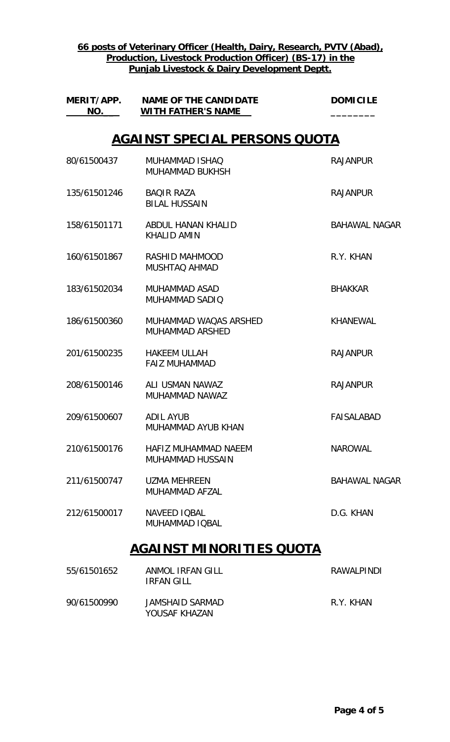**66 posts of Veterinary Officer (Health, Dairy, Research, PVTV (Abad), Production, Livestock Production Officer) (BS-17) in the Punjab Livestock & Dairy Development Deptt.**

## AGAINST SPECIAL PERSONS QUOTA

| MERIT/APP. NO. | NAME OF THE CANDIDATE WITH FATHER'S NAME | DOMICILE |
|---|---|---|
| 80/61500437 | MUHAMMAD ISHAQ<br>MUHAMMAD BUKHSH | RAJANPUR |
| 135/61501246 | BAQIR RAZA<br>BILAL HUSSAIN | RAJANPUR |
| 158/61501171 | ABDUL HANAN KHALID<br>KHALID AMIN | BAHAWAL NAGAR |
| 160/61501867 | RASHID MAHMOOD<br>MUSHTAQ AHMAD | R.Y. KHAN |
| 183/61502034 | MUHAMMAD ASAD<br>MUHAMMAD SADIQ | BHAKKAR |
| 186/61500360 | MUHAMMAD WAQAS ARSHED<br>MUHAMMAD ARSHED | KHANEWAL |
| 201/61500235 | HAKEEM ULLAH<br>FAIZ MUHAMMAD | RAJANPUR |
| 208/61500146 | ALI USMAN NAWAZ<br>MUHAMMAD NAWAZ | RAJANPUR |
| 209/61500607 | ADIL AYUB<br>MUHAMMAD AYUB KHAN | FAISALABAD |
| 210/61500176 | HAFIZ MUHAMMAD NAEEM<br>MUHAMMAD HUSSAIN | NAROWAL |
| 211/61500747 | UZMA MEHREEN<br>MUHAMMAD AFZAL | BAHAWAL NAGAR |
| 212/61500017 | NAVEED IQBAL<br>MUHAMMAD IQBAL | D.G. KHAN |

## AGAINST MINORITIES QUOTA

| MERIT/APP. NO. | NAME OF THE CANDIDATE WITH FATHER'S NAME | DOMICILE |
|---|---|---|
| 55/61501652 | ANMOL IRFAN GILL<br>IRFAN GILL | RAWALPINDI |
| 90/61500990 | JAMSHAID SARMAD<br>YOUSAF KHAZAN | R.Y. KHAN |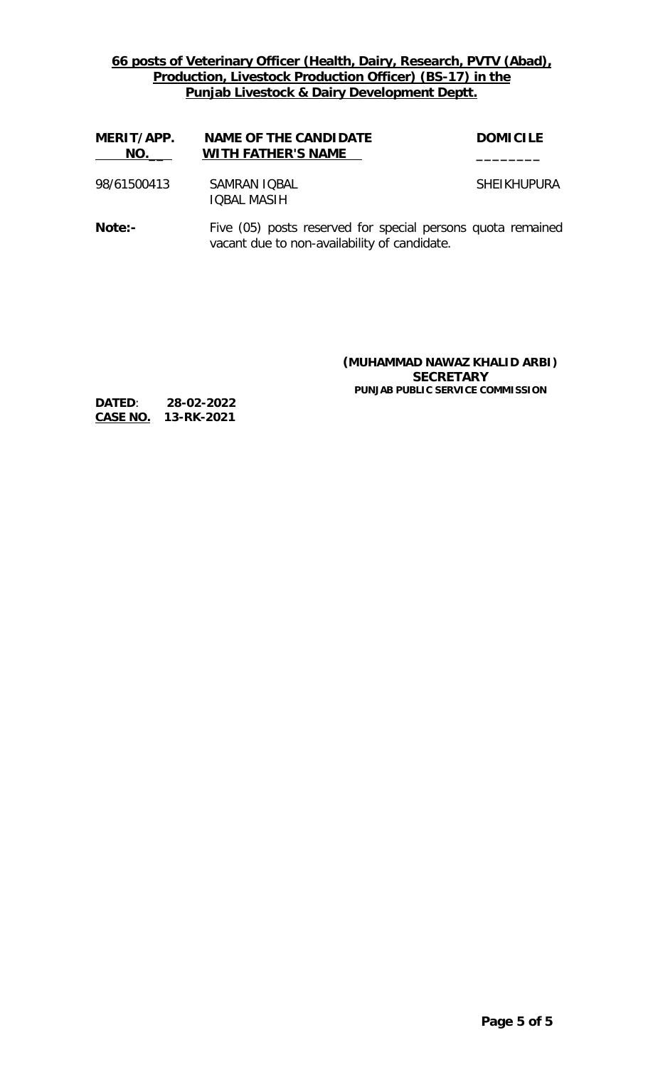**66 posts of Veterinary Officer (Health, Dairy, Research, PVTV (Abad), Production, Livestock Production Officer) (BS-17) in the Punjab Livestock & Dairy Development Deptt.**

| MERIT/APP. NO. | NAME OF THE CANDIDATE WITH FATHER'S NAME | DOMICILE |
|---|---|---|
| 98/61500413 | SAMRAN IQBAL<br>IQBAL MASIH | SHEIKHUPURA |

**Note:-** Five (05) posts reserved for special persons quota remained vacant due to non-availability of candidate.

**(MUHAMMAD NAWAZ KHALID ARBI)**
**SECRETARY**
**PUNJAB PUBLIC SERVICE COMMISSION**

**DATED**: **28-02-2022**
**CASE NO. 13-RK-2021**